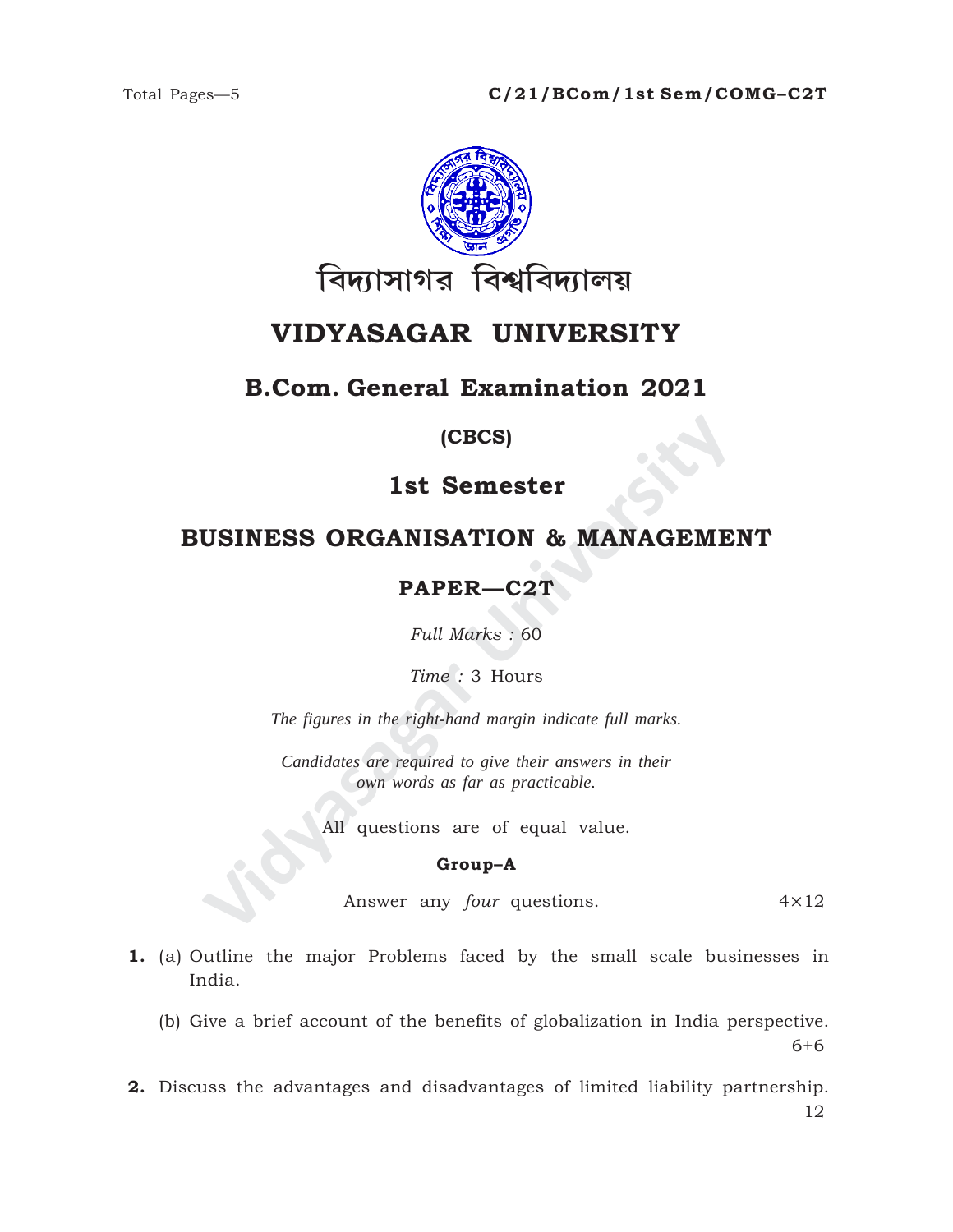Total Pages—5

**C/21/BCom/1st Sem/COMG–C2T**

বিদ্যাসাগর বিশ্ববিদ্যালয়

# VIDYASAGAR UNIVERSITY

## B.Com. General Examination 2021

**(CBCS)**

## 1st Semester

## BUSINESS ORGANISATION & MANAGEMENT

## PAPER—C2T

*Full Marks* : 60

*Time* : 3 Hours

*The figures in the right-hand margin indicate full marks.*

*Candidates are required to give their answers in their own words as far as practicable.*

All questions are of equal value.

**Group–A**

Answer any *four* questions. 4×12

**1.** (a) Outline the major Problems faced by the small scale businesses in India.

(b) Give a brief account of the benefits of globalization in India perspective. 6+6

**2.** Discuss the advantages and disadvantages of limited liability partnership. 12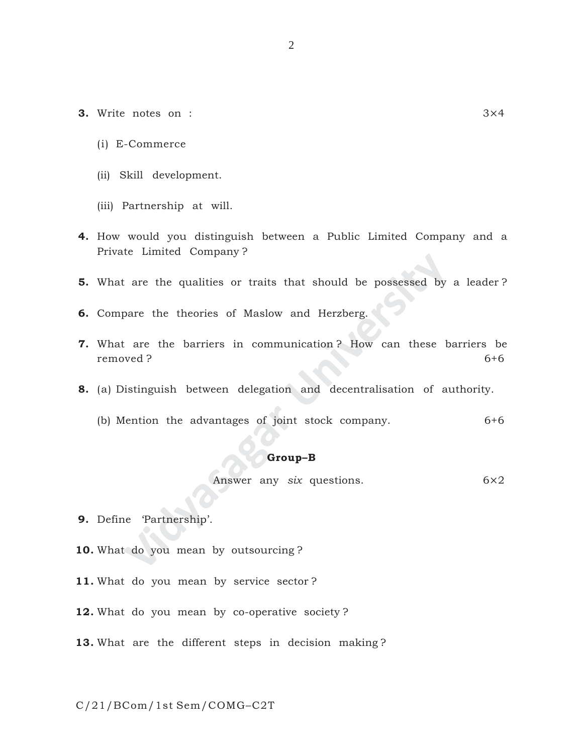**3.** Write notes on : 3×4

(i) E-Commerce

(ii) Skill development.

(iii) Partnership at will.

**4.** How would you distinguish between a Public Limited Company and a Private Limited Company?

**5.** What are the qualities or traits that should be possessed by a leader?

**6.** Compare the theories of Maslow and Herzberg.

**7.** What are the barriers in communication? How can these barriers be removed? 6+6

**8.** (a) Distinguish between delegation and decentralisation of authority.

(b) Mention the advantages of joint stock company. 6+6

**Group–B**

Answer any *six* questions. 6×2

**9.** Define 'Partnership'.

**10.** What do you mean by outsourcing?

**11.** What do you mean by service sector?

**12.** What do you mean by co-operative society?

**13.** What are the different steps in decision making?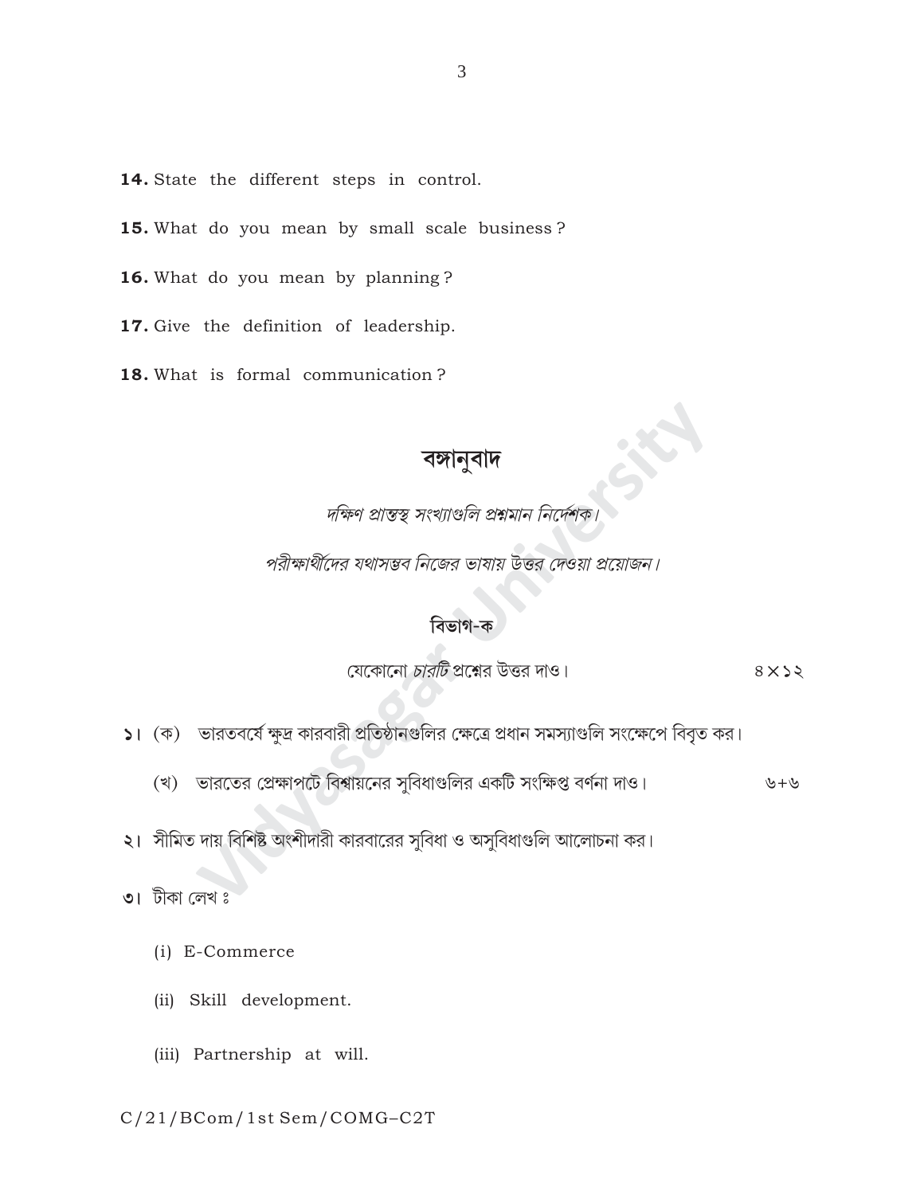**14.** State the different steps in control.

**15.** What do you mean by small scale business ?

**16.** What do you mean by planning ?

**17.** Give the definition of leadership.

**18.** What is formal communication ?

## বঙ্গানুবাদ

*দক্ষিণ প্রান্তস্থ সংখ্যাগুলি প্রশ্নমান নির্দেশক।*

*পরীক্ষার্থীদের যথাসম্ভব নিজের ভাষায় উত্তর দেওয়া প্রয়োজন।*

### বিভাগ-ক

যেকোনো *চারটি* প্রশ্নের উত্তর দাও। ৪×১২

১। (ক) ভারতবর্ষে ক্ষুদ্র কারবারী প্রতিষ্ঠানগুলির ক্ষেত্রে প্রধান সমস্যাগুলি সংক্ষেপে বিবৃত কর।

(খ) ভারতের প্রেক্ষাপটে বিশ্বায়নের সুবিধাগুলির একটি সংক্ষিপ্ত বর্ণনা দাও। ৬+৬

২। সীমিত দায় বিশিষ্ট অংশীদারী কারবারের সুবিধা ও অসুবিধাগুলি আলোচনা কর।

৩। টীকা লেখ ঃ

(i) E-Commerce

(ii) Skill development.

(iii) Partnership at will.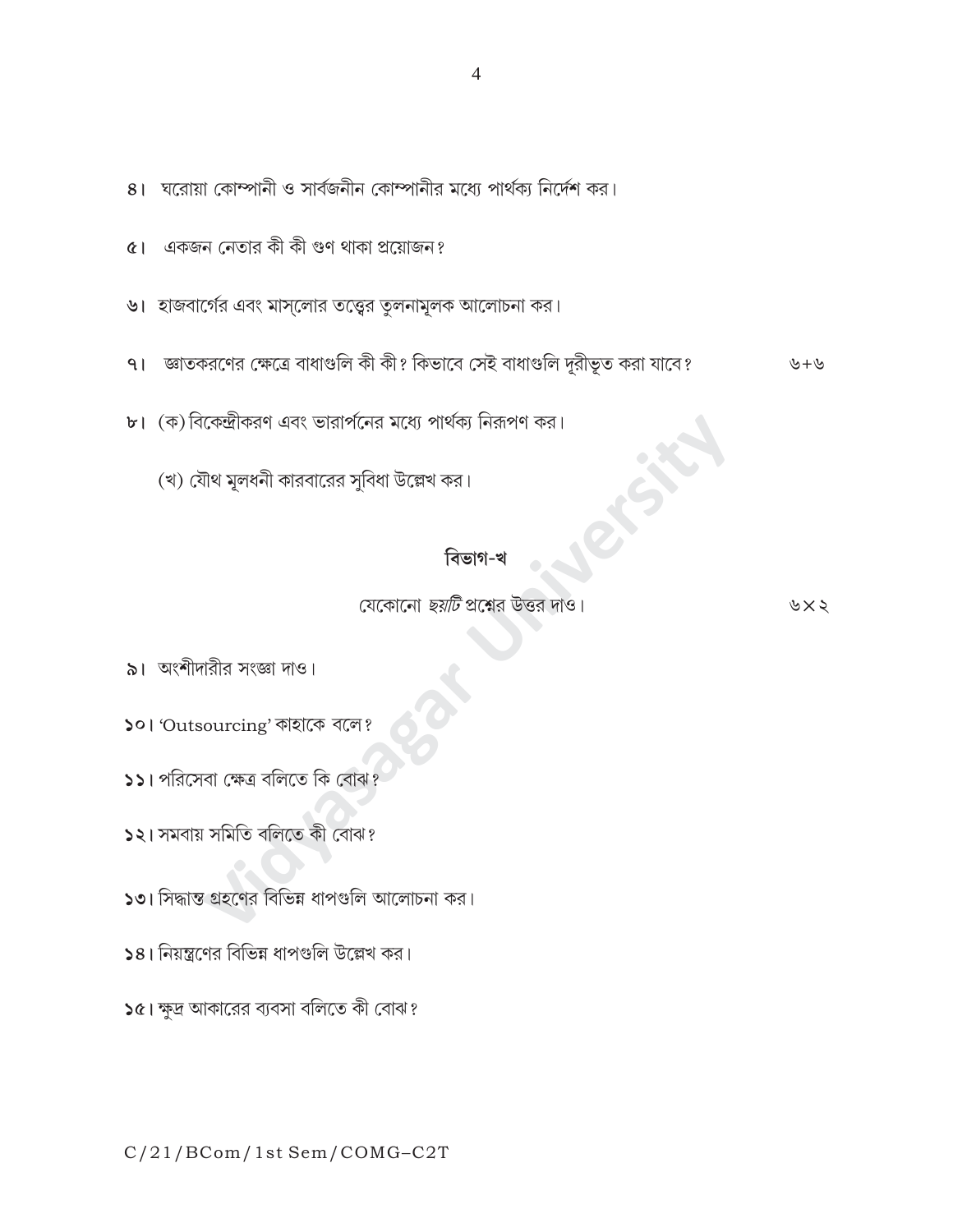৪। ঘরোয়া কোম্পানী ও সার্বজনীন কোম্পানীর মধ্যে পার্থক্য নির্দেশ কর।

৫। একজন নেতার কী কী গুণ থাকা প্রয়োজন?

৬। হাজবার্গের এবং মাস্লোর তত্ত্বের তুলনামূলক আলোচনা কর।

৭। জ্ঞাতকরণের ক্ষেত্রে বাধাগুলি কী কী? কিভাবে সেই বাধাগুলি দূরীভূত করা যাবে? ৬+৬

৮। (ক) বিকেন্দ্রীকরণ এবং ভারার্পনের মধ্যে পার্থক্য নিরূপণ কর।

(খ) যৌথ মূলধনী কারবারের সুবিধা উল্লেখ কর।

## বিভাগ-খ

যেকোনো *ছয়টি* প্রশ্নের উত্তর দাও। ৬×২

৯। অংশীদারীর সংজ্ঞা দাও।

১০। 'Outsourcing' কাহাকে বলে?

১১। পরিসেবা ক্ষেত্র বলিতে কি বোঝ?

১২। সমবায় সমিতি বলিতে কী বোঝ?

১৩। সিদ্ধান্ত গ্রহণের বিভিন্ন ধাপগুলি আলোচনা কর।

১৪। নিয়ন্ত্রণের বিভিন্ন ধাপগুলি উল্লেখ কর।

১৫। ক্ষুদ্র আকারের ব্যবসা বলিতে কী বোঝ?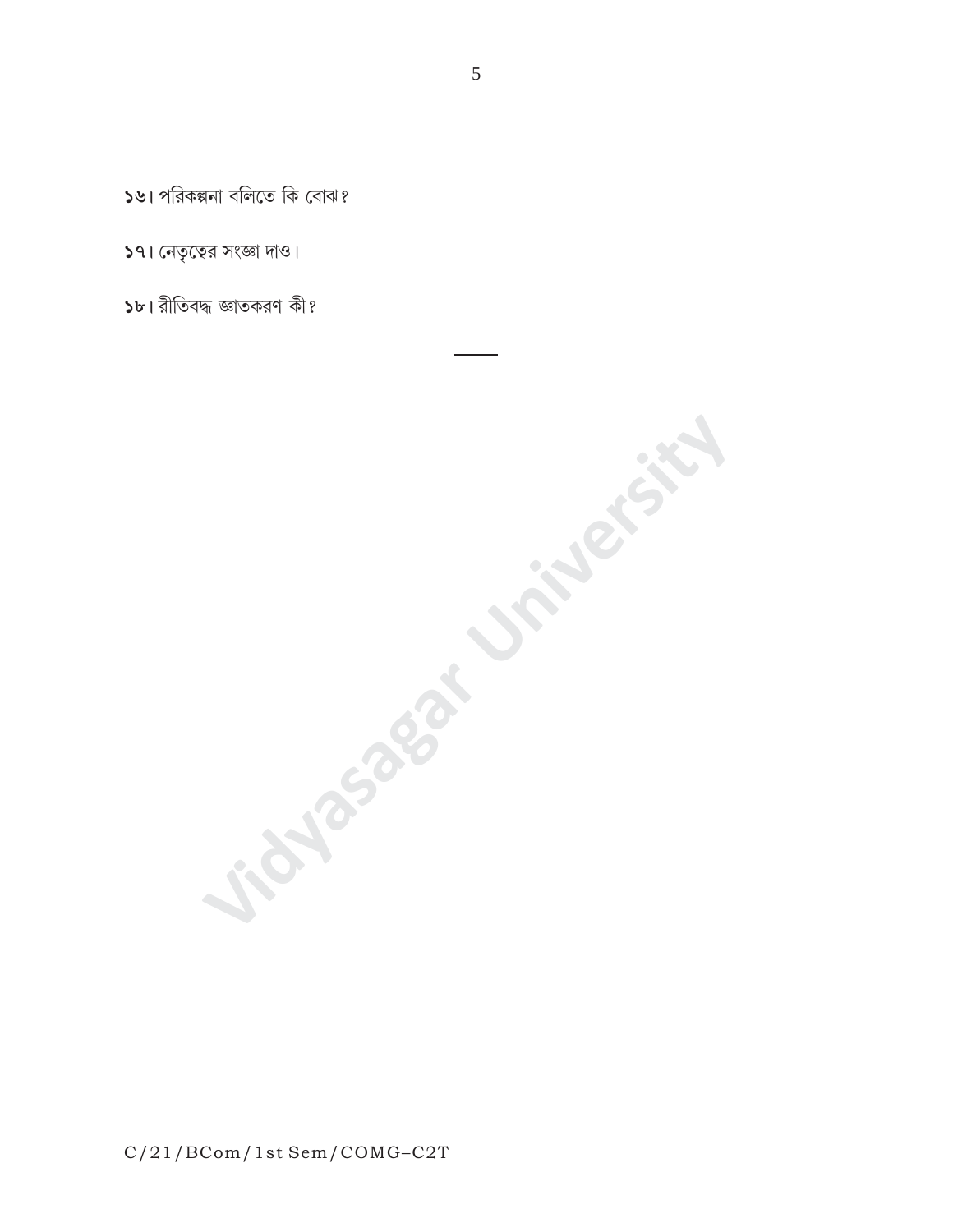১৬। পরিকল্পনা বলিতে কি বোঝ?

১৭। নেতৃত্বের সংজ্ঞা দাও।

১৮। রীতিবদ্ধ জ্ঞাতকরণ কী?

---